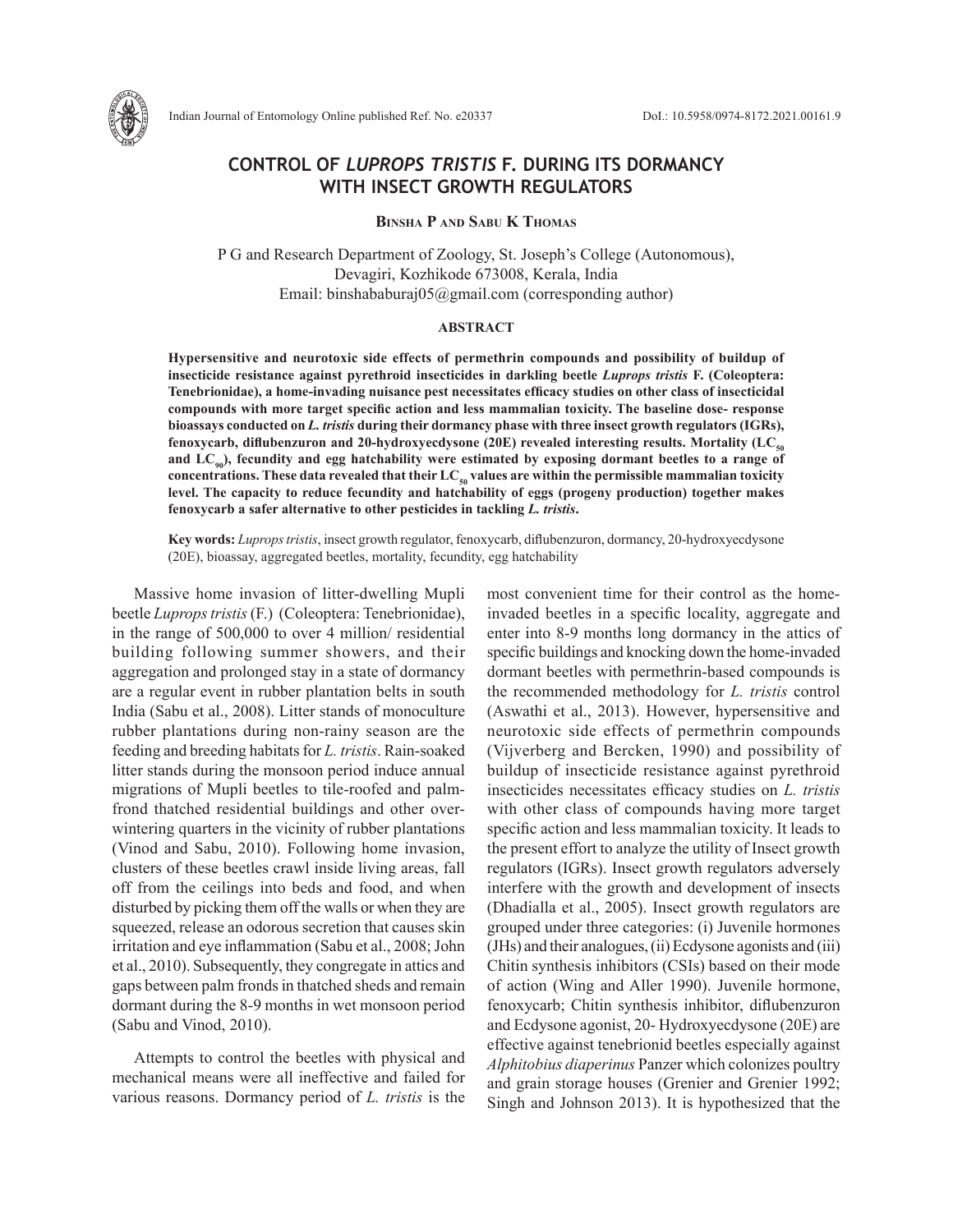# CONTROL OF *LUPROPS TRISTIS* F. DURING ITS DORMANCY WITH INSECT GROWTH REGULATORS

**Binsha P and Sabu K Thomas**

P G and Research Department of Zoology, St. Joseph's College (Autonomous), Devagiri, Kozhikode 673008, Kerala, India
Email: binshababuraj05@gmail.com (corresponding author)

## ABSTRACT

**Hypersensitive and neurotoxic side effects of permethrin compounds and possibility of buildup of insecticide resistance against pyrethroid insecticides in darkling beetle *Luprops tristis* F. (Coleoptera: Tenebrionidae), a home-invading nuisance pest necessitates efficacy studies on other class of insecticidal compounds with more target specific action and less mammalian toxicity. The baseline dose- response bioassays conducted on *L. tristis* during their dormancy phase with three insect growth regulators (IGRs), fenoxycarb, diflubenzuron and 20-hydroxyecdysone (20E) revealed interesting results. Mortality ($LC_{50}$ and $LC_{90}$), fecundity and egg hatchability were estimated by exposing dormant beetles to a range of concentrations. These data revealed that their $LC_{50}$ values are within the permissible mammalian toxicity level. The capacity to reduce fecundity and hatchability of eggs (progeny production) together makes fenoxycarb a safer alternative to other pesticides in tackling *L. tristis*.**

**Key words:** *Luprops tristis*, insect growth regulator, fenoxycarb, diflubenzuron, dormancy, 20-hydroxyecdysone (20E), bioassay, aggregated beetles, mortality, fecundity, egg hatchability

Massive home invasion of litter-dwelling Mupli beetle *Luprops tristis* (F.) (Coleoptera: Tenebrionidae), in the range of 500,000 to over 4 million/ residential building following summer showers, and their aggregation and prolonged stay in a state of dormancy are a regular event in rubber plantation belts in south India (Sabu et al., 2008). Litter stands of monoculture rubber plantations during non-rainy season are the feeding and breeding habitats for *L. tristis*. Rain-soaked litter stands during the monsoon period induce annual migrations of Mupli beetles to tile-roofed and palm-frond thatched residential buildings and other over-wintering quarters in the vicinity of rubber plantations (Vinod and Sabu, 2010). Following home invasion, clusters of these beetles crawl inside living areas, fall off from the ceilings into beds and food, and when disturbed by picking them off the walls or when they are squeezed, release an odorous secretion that causes skin irritation and eye inflammation (Sabu et al., 2008; John et al., 2010). Subsequently, they congregate in attics and gaps between palm fronds in thatched sheds and remain dormant during the 8-9 months in wet monsoon period (Sabu and Vinod, 2010).

Attempts to control the beetles with physical and mechanical means were all ineffective and failed for various reasons. Dormancy period of *L. tristis* is the most convenient time for their control as the home-invaded beetles in a specific locality, aggregate and enter into 8-9 months long dormancy in the attics of specific buildings and knocking down the home-invaded dormant beetles with permethrin-based compounds is the recommended methodology for *L. tristis* control (Aswathi et al., 2013). However, hypersensitive and neurotoxic side effects of permethrin compounds (Vijverberg and Bercken, 1990) and possibility of buildup of insecticide resistance against pyrethroid insecticides necessitates efficacy studies on *L. tristis* with other class of compounds having more target specific action and less mammalian toxicity. It leads to the present effort to analyze the utility of Insect growth regulators (IGRs). Insect growth regulators adversely interfere with the growth and development of insects (Dhadialla et al., 2005). Insect growth regulators are grouped under three categories: (i) Juvenile hormones (JHs) and their analogues, (ii) Ecdysone agonists and (iii) Chitin synthesis inhibitors (CSIs) based on their mode of action (Wing and Aller 1990). Juvenile hormone, fenoxycarb; Chitin synthesis inhibitor, diflubenzuron and Ecdysone agonist, 20- Hydroxyecdysone (20E) are effective against tenebrionid beetles especially against *Alphitobius diaperinus* Panzer which colonizes poultry and grain storage houses (Grenier and Grenier 1992; Singh and Johnson 2013). It is hypothesized that the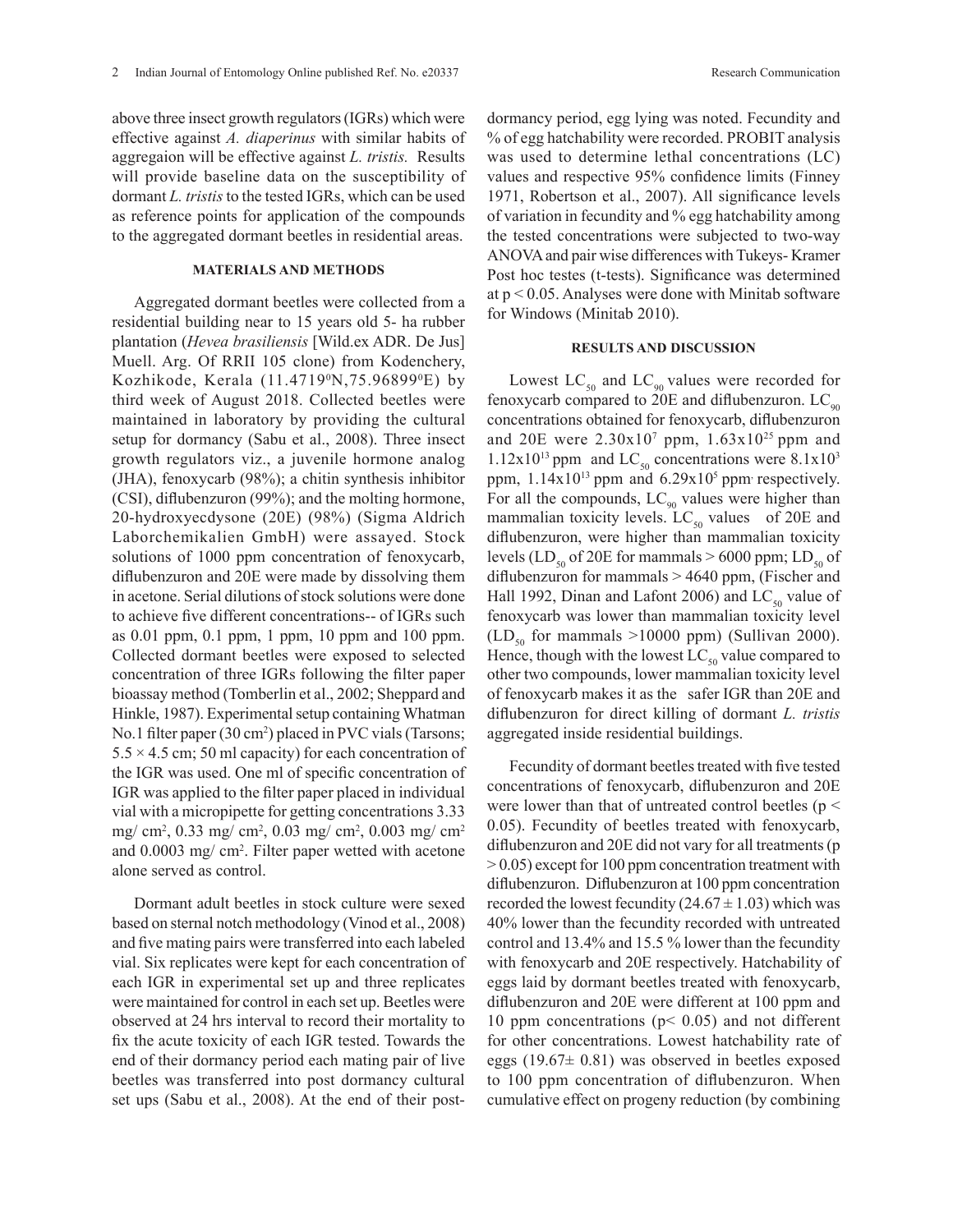above three insect growth regulators (IGRs) which were effective against *A. diaperinus* with similar habits of aggregaion will be effective against *L. tristis.* Results will provide baseline data on the susceptibility of dormant *L. tristis* to the tested IGRs, which can be used as reference points for application of the compounds to the aggregated dormant beetles in residential areas.

## MATERIALS AND METHODS

Aggregated dormant beetles were collected from a residential building near to 15 years old 5- ha rubber plantation (*Hevea brasiliensis* [Wild.ex ADR. De Jus] Muell. Arg. Of RRII 105 clone) from Kodenchery, Kozhikode, Kerala (11.4719⁰N,75.96899⁰E) by third week of August 2018. Collected beetles were maintained in laboratory by providing the cultural setup for dormancy (Sabu et al., 2008). Three insect growth regulators viz., a juvenile hormone analog (JHA), fenoxycarb (98%); a chitin synthesis inhibitor (CSI), diflubenzuron (99%); and the molting hormone, 20-hydroxyecdysone (20E) (98%) (Sigma Aldrich Laborchemikalien GmbH) were assayed. Stock solutions of 1000 ppm concentration of fenoxycarb, diflubenzuron and 20E were made by dissolving them in acetone. Serial dilutions of stock solutions were done to achieve five different concentrations-- of IGRs such as 0.01 ppm, 0.1 ppm, 1 ppm, 10 ppm and 100 ppm. Collected dormant beetles were exposed to selected concentration of three IGRs following the filter paper bioassay method (Tomberlin et al., 2002; Sheppard and Hinkle, 1987). Experimental setup containing Whatman No.1 filter paper (30 $cm^2$) placed in PVC vials (Tarsons; 5.5 × 4.5 cm; 50 ml capacity) for each concentration of the IGR was used. One ml of specific concentration of IGR was applied to the filter paper placed in individual vial with a micropipette for getting concentrations 3.33 mg/ $cm^2$, 0.33 mg/ $cm^2$, 0.03 mg/ $cm^2$, 0.003 mg/ $cm^2$ and 0.0003 mg/ $cm^2$. Filter paper wetted with acetone alone served as control.

Dormant adult beetles in stock culture were sexed based on sternal notch methodology (Vinod et al., 2008) and five mating pairs were transferred into each labeled vial. Six replicates were kept for each concentration of each IGR in experimental set up and three replicates were maintained for control in each set up. Beetles were observed at 24 hrs interval to record their mortality to fix the acute toxicity of each IGR tested. Towards the end of their dormancy period each mating pair of live beetles was transferred into post dormancy cultural set ups (Sabu et al., 2008). At the end of their post-dormancy period, egg lying was noted. Fecundity and % of egg hatchability were recorded. PROBIT analysis was used to determine lethal concentrations (LC) values and respective 95% confidence limits (Finney 1971, Robertson et al., 2007). All significance levels of variation in fecundity and % egg hatchability among the tested concentrations were subjected to two-way ANOVA and pair wise differences with Tukeys- Kramer Post hoc testes (t-tests). Significance was determined at $p < 0.05$. Analyses were done with Minitab software for Windows (Minitab 2010).

## RESULTS AND DISCUSSION

Lowest $LC_{50}$ and $LC_{90}$ values were recorded for fenoxycarb compared to 20E and diflubenzuron. $LC_{90}$ concentrations obtained for fenoxycarb, diflubenzuron and 20E were $2.30 \times 10^7$ ppm, $1.63 \times 10^{25}$ ppm and $1.12 \times 10^{13}$ ppm and $LC_{50}$ concentrations were $8.1 \times 10^3$ ppm, $1.14 \times 10^{13}$ ppm and $6.29 \times 10^5$ ppm respectively. For all the compounds, $LC_{90}$ values were higher than mammalian toxicity levels. $LC_{50}$ values of 20E and diflubenzuron, were higher than mammalian toxicity levels ($LD_{50}$ of 20E for mammals > 6000 ppm; $LD_{50}$ of diflubenzuron for mammals > 4640 ppm, (Fischer and Hall 1992, Dinan and Lafont 2006) and $LC_{50}$ value of fenoxycarb was lower than mammalian toxicity level ($LD_{50}$ for mammals >10000 ppm) (Sullivan 2000). Hence, though with the lowest $LC_{50}$ value compared to other two compounds, lower mammalian toxicity level of fenoxycarb makes it as the safer IGR than 20E and diflubenzuron for direct killing of dormant *L. tristis* aggregated inside residential buildings.

Fecundity of dormant beetles treated with five tested concentrations of fenoxycarb, diflubenzuron and 20E were lower than that of untreated control beetles ($p < 0.05$). Fecundity of beetles treated with fenoxycarb, diflubenzuron and 20E did not vary for all treatments ($p > 0.05$) except for 100 ppm concentration treatment with diflubenzuron. Diflubenzuron at 100 ppm concentration recorded the lowest fecundity (24.67 ± 1.03) which was 40% lower than the fecundity recorded with untreated control and 13.4% and 15.5 % lower than the fecundity with fenoxycarb and 20E respectively. Hatchability of eggs laid by dormant beetles treated with fenoxycarb, diflubenzuron and 20E were different at 100 ppm and 10 ppm concentrations ($p < 0.05$) and not different for other concentrations. Lowest hatchability rate of eggs (19.67± 0.81) was observed in beetles exposed to 100 ppm concentration of diflubenzuron. When cumulative effect on progeny reduction (by combining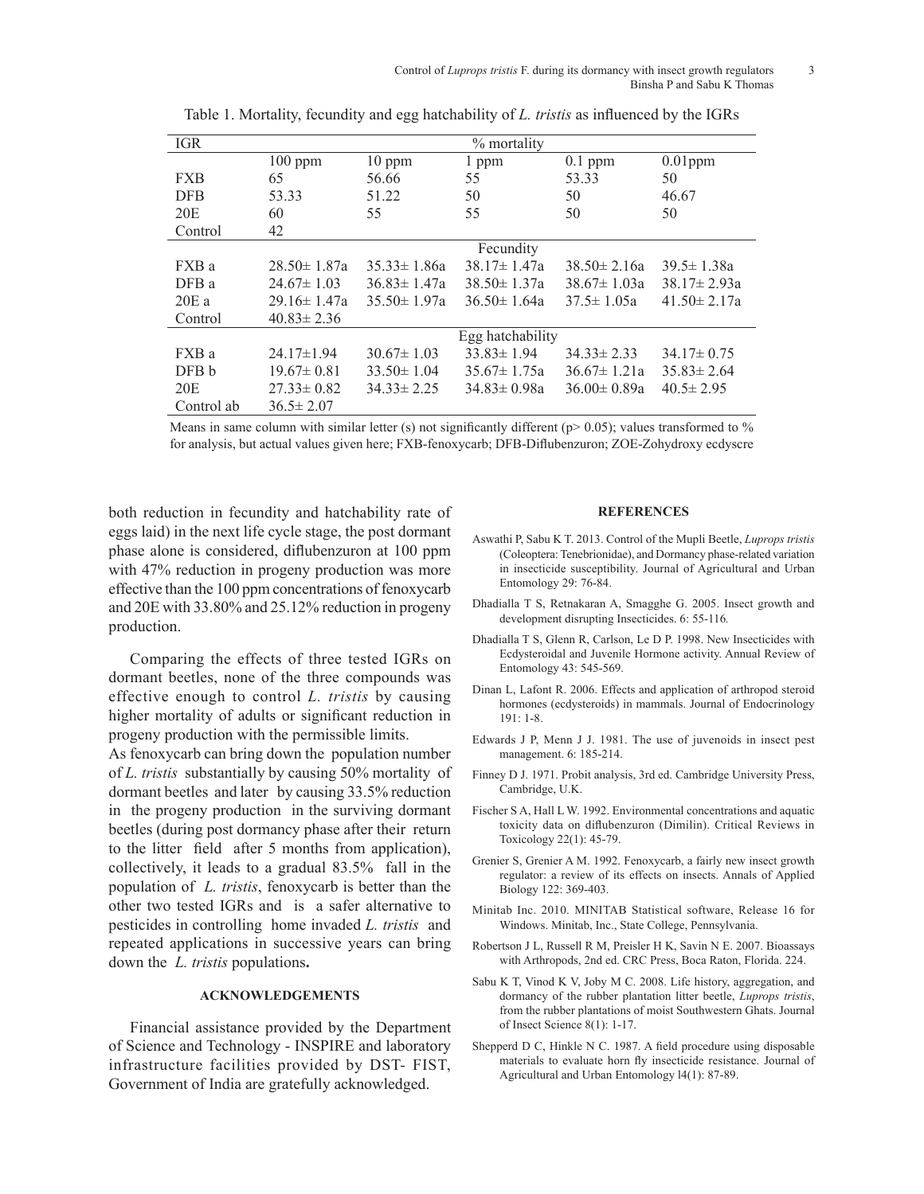Table 1. Mortality, fecundity and egg hatchability of *L. tristis* as influenced by the IGRs

| IGR | % mortality | | | | |
|---|---|---|---|---|---|
| | 100 ppm | 10 ppm | 1 ppm | 0.1 ppm | 0.01ppm |
| FXB | 65 | 56.66 | 55 | 53.33 | 50 |
| DFB | 53.33 | 51.22 | 50 | 50 | 46.67 |
| 20E | 60 | 55 | 55 | 50 | 50 |
| Control | 42 | | | | |
| | Fecundity | | | | |
| FXB a | 28.50± 1.87a | 35.33± 1.86a | 38.17± 1.47a | 38.50± 2.16a | 39.5± 1.38a |
| DFB a | 24.67± 1.03 | 36.83± 1.47a | 38.50± 1.37a | 38.67± 1.03a | 38.17± 2.93a |
| 20E a | 29.16± 1.47a | 35.50± 1.97a | 36.50± 1.64a | 37.5± 1.05a | 41.50± 2.17a |
| Control | 40.83± 2.36 | | | | |
| | Egg hatchability | | | | |
| FXB a | 24.17±1.94 | 30.67± 1.03 | 33.83± 1.94 | 34.33± 2.33 | 34.17± 0.75 |
| DFB b | 19.67± 0.81 | 33.50± 1.04 | 35.67± 1.75a | 36.67± 1.21a | 35.83± 2.64 |
| 20E | 27.33± 0.82 | 34.33± 2.25 | 34.83± 0.98a | 36.00± 0.89a | 40.5± 2.95 |
| Control ab | 36.5± 2.07 | | | | |

Means in same column with similar letter (s) not significantly different ($p > 0.05$); values transformed to % for analysis, but actual values given here; FXB-fenoxycarb; DFB-Diflubenzuron; ZOE-Zohydroxy ecdyscre

both reduction in fecundity and hatchability rate of eggs laid) in the next life cycle stage, the post dormant phase alone is considered, diflubenzuron at 100 ppm with 47% reduction in progeny production was more effective than the 100 ppm concentrations of fenoxycarb and 20E with 33.80% and 25.12% reduction in progeny production.

Comparing the effects of three tested IGRs on dormant beetles, none of the three compounds was effective enough to control *L. tristis* by causing higher mortality of adults or significant reduction in progeny production with the permissible limits. As fenoxycarb can bring down the population number of *L. tristis* substantially by causing 50% mortality of dormant beetles and later by causing 33.5% reduction in the progeny production in the surviving dormant beetles (during post dormancy phase after their return to the litter field after 5 months from application), collectively, it leads to a gradual 83.5% fall in the population of *L. tristis*, fenoxycarb is better than the other two tested IGRs and is a safer alternative to pesticides in controlling home invaded *L. tristis* and repeated applications in successive years can bring down the *L. tristis* populations**.**

#### ACKNOWLEDGEMENTS

Financial assistance provided by the Department of Science and Technology - INSPIRE and laboratory infrastructure facilities provided by DST- FIST, Government of India are gratefully acknowledged.

#### REFERENCES

Aswathi P, Sabu K T. 2013. Control of the Mupli Beetle, *Luprops tristis* (Coleoptera: Tenebrionidae), and Dormancy phase-related variation in insecticide susceptibility. Journal of Agricultural and Urban Entomology 29: 76-84.

Dhadialla T S, Retnakaran A, Smagghe G. 2005. Insect growth and development disrupting Insecticides. 6: 55-116*.*

Dhadialla T S, Glenn R, Carlson, Le D P. 1998. New Insecticides with Ecdysteroidal and Juvenile Hormone activity. Annual Review of Entomology 43: 545-569.

Dinan L, Lafont R. 2006. Effects and application of arthropod steroid hormones (ecdysteroids) in mammals. Journal of Endocrinology 191: 1-8.

Edwards J P, Menn J J. 1981. The use of juvenoids in insect pest management. 6: 185-214.

Finney D J. 1971. Probit analysis, 3rd ed. Cambridge University Press, Cambridge, U.K.

Fischer S A, Hall L W. 1992. Environmental concentrations and aquatic toxicity data on diflubenzuron (Dimilin). Critical Reviews in Toxicology 22(1): 45-79.

Grenier S, Grenier A M. 1992. Fenoxycarb, a fairly new insect growth regulator: a review of its effects on insects. Annals of Applied Biology 122: 369-403.

Minitab Inc. 2010. MINITAB Statistical software, Release 16 for Windows. Minitab, Inc., State College, Pennsylvania.

Robertson J L, Russell R M, Preisler H K, Savin N E. 2007. Bioassays with Arthropods, 2nd ed. CRC Press, Boca Raton, Florida. 224.

Sabu K T, Vinod K V, Joby M C. 2008. Life history, aggregation, and dormancy of the rubber plantation litter beetle, *Luprops tristis*, from the rubber plantations of moist Southwestern Ghats. Journal of Insect Science 8(1): 1-17.

Shepperd D C, Hinkle N C. 1987. A field procedure using disposable materials to evaluate horn fly insecticide resistance. Journal of Agricultural and Urban Entomology l4(1): 87-89.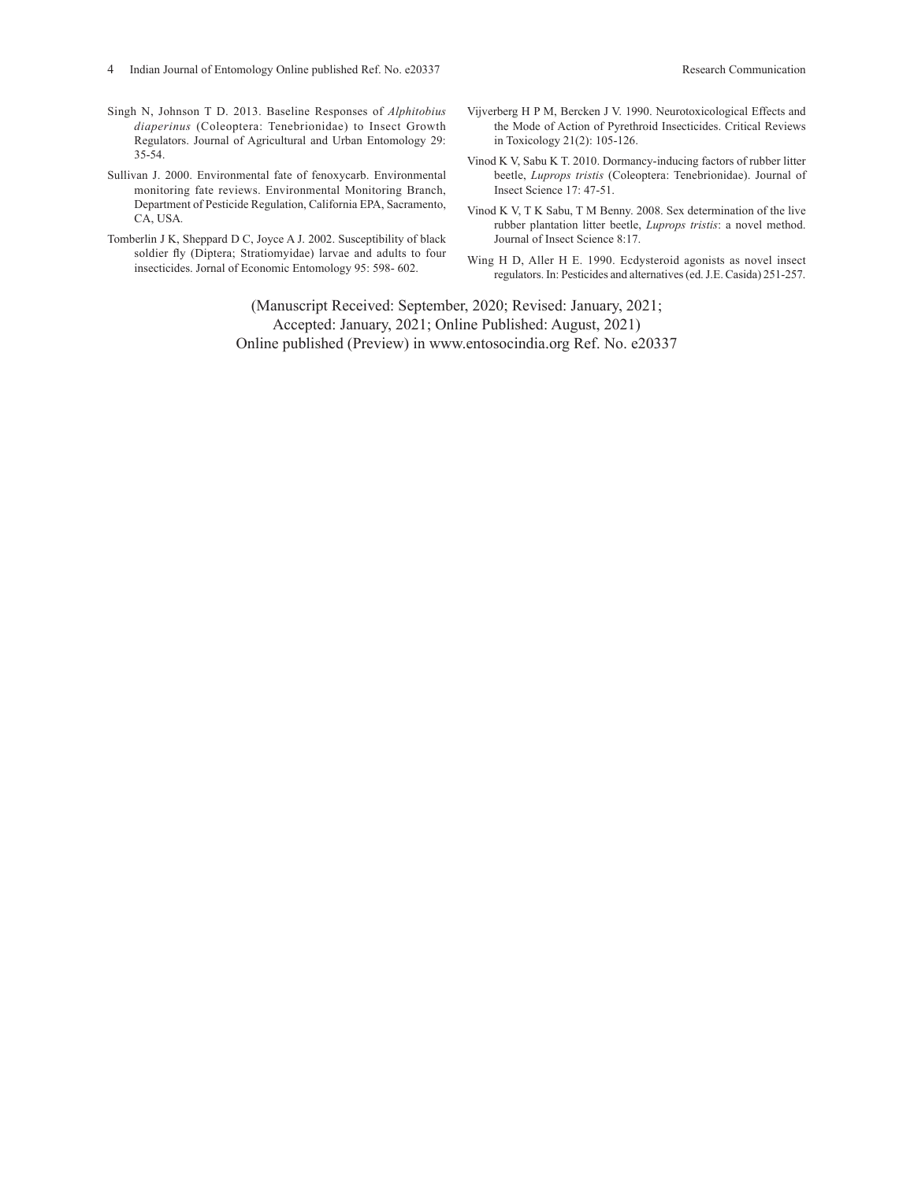Singh N, Johnson T D. 2013. Baseline Responses of *Alphitobius diaperinus* (Coleoptera: Tenebrionidae) to Insect Growth Regulators. Journal of Agricultural and Urban Entomology 29: 35-54.

Sullivan J. 2000. Environmental fate of fenoxycarb. Environmental monitoring fate reviews. Environmental Monitoring Branch, Department of Pesticide Regulation, California EPA, Sacramento, CA, USA.

Tomberlin J K, Sheppard D C, Joyce A J. 2002. Susceptibility of black soldier fly (Diptera; Stratiomyidae) larvae and adults to four insecticides. Jornal of Economic Entomology 95: 598- 602.

Vijverberg H P M, Bercken J V. 1990. Neurotoxicological Effects and the Mode of Action of Pyrethroid Insecticides. Critical Reviews in Toxicology 21(2): 105-126.

Vinod K V, Sabu K T. 2010. Dormancy-inducing factors of rubber litter beetle, *Luprops tristis* (Coleoptera: Tenebrionidae). Journal of Insect Science 17: 47-51.

Vinod K V, T K Sabu, T M Benny. 2008. Sex determination of the live rubber plantation litter beetle, *Luprops tristis*: a novel method. Journal of Insect Science 8:17.

Wing H D, Aller H E. 1990. Ecdysteroid agonists as novel insect regulators. In: Pesticides and alternatives (ed. J.E. Casida) 251-257.

(Manuscript Received: September, 2020; Revised: January, 2021; Accepted: January, 2021; Online Published: August, 2021)
Online published (Preview) in www.entosocindia.org Ref. No. e20337